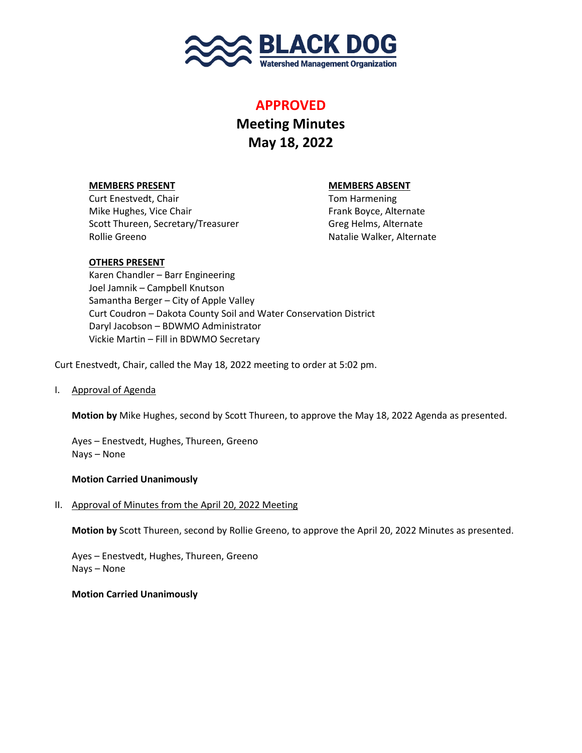BLACK DOG
Watershed Management Organization

# APPROVED

## Meeting Minutes
## May 18, 2022

**MEMBERS PRESENT**
Curt Enestvedt, Chair
Mike Hughes, Vice Chair
Scott Thureen, Secretary/Treasurer
Rollie Greeno

**MEMBERS ABSENT**
Tom Harmening
Frank Boyce, Alternate
Greg Helms, Alternate
Natalie Walker, Alternate

**OTHERS PRESENT**
Karen Chandler – Barr Engineering
Joel Jamnik – Campbell Knutson
Samantha Berger – City of Apple Valley
Curt Coudron – Dakota County Soil and Water Conservation District
Daryl Jacobson – BDWMO Administrator
Vickie Martin – Fill in BDWMO Secretary

Curt Enestvedt, Chair, called the May 18, 2022 meeting to order at 5:02 pm.

I. Approval of Agenda

**Motion by** Mike Hughes, second by Scott Thureen, to approve the May 18, 2022 Agenda as presented.

Ayes – Enestvedt, Hughes, Thureen, Greeno
Nays – None

**Motion Carried Unanimously**

II. Approval of Minutes from the April 20, 2022 Meeting

**Motion by** Scott Thureen, second by Rollie Greeno, to approve the April 20, 2022 Minutes as presented.

Ayes – Enestvedt, Hughes, Thureen, Greeno
Nays – None

**Motion Carried Unanimously**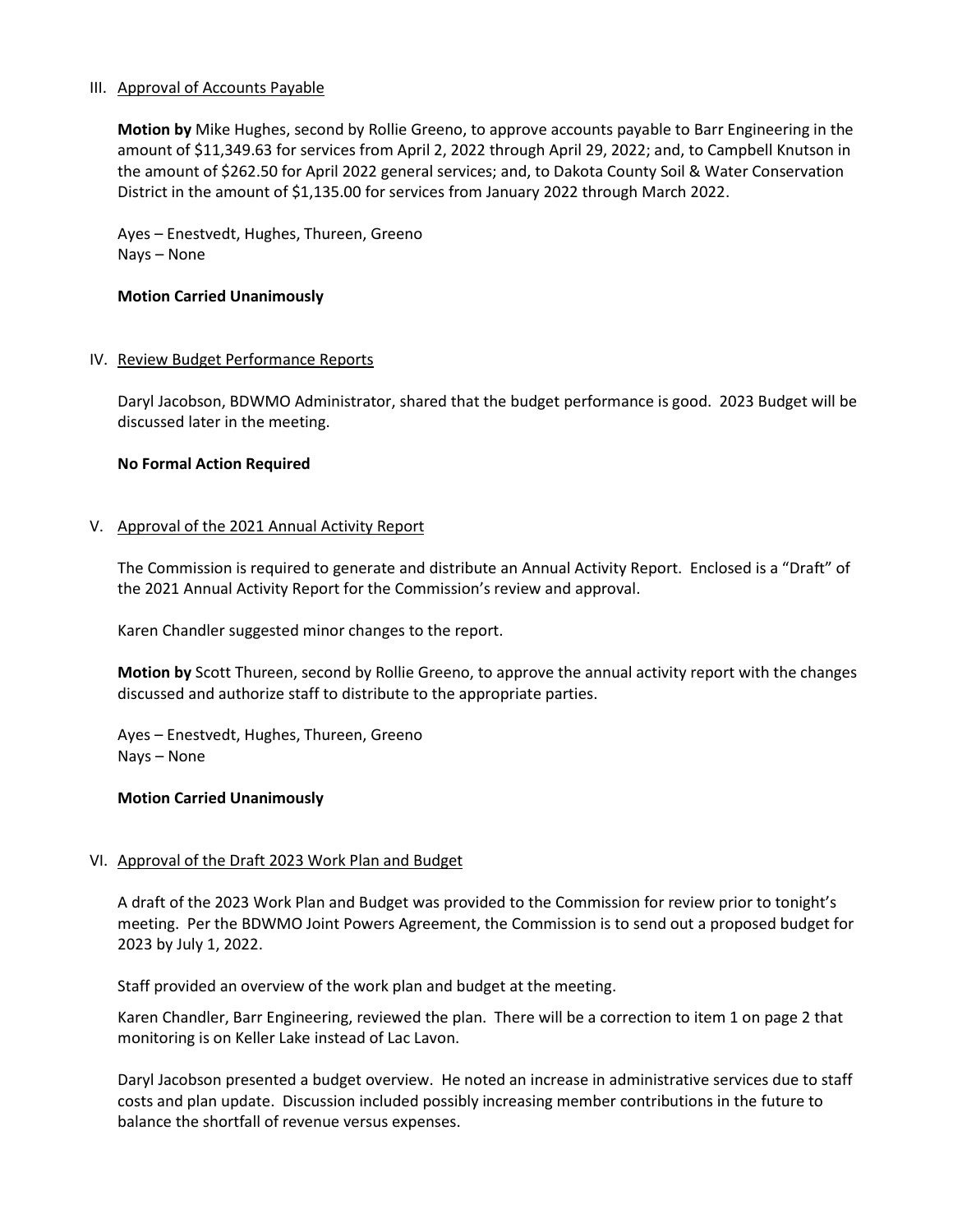## III. Approval of Accounts Payable

**Motion by** Mike Hughes, second by Rollie Greeno, to approve accounts payable to Barr Engineering in the amount of $11,349.63 for services from April 2, 2022 through April 29, 2022; and, to Campbell Knutson in the amount of $262.50 for April 2022 general services; and, to Dakota County Soil & Water Conservation District in the amount of $1,135.00 for services from January 2022 through March 2022.

Ayes – Enestvedt, Hughes, Thureen, Greeno
Nays – None

**Motion Carried Unanimously**

## IV. Review Budget Performance Reports

Daryl Jacobson, BDWMO Administrator, shared that the budget performance is good. 2023 Budget will be discussed later in the meeting.

**No Formal Action Required**

## V. Approval of the 2021 Annual Activity Report

The Commission is required to generate and distribute an Annual Activity Report. Enclosed is a "Draft" of the 2021 Annual Activity Report for the Commission's review and approval.

Karen Chandler suggested minor changes to the report.

**Motion by** Scott Thureen, second by Rollie Greeno, to approve the annual activity report with the changes discussed and authorize staff to distribute to the appropriate parties.

Ayes – Enestvedt, Hughes, Thureen, Greeno
Nays – None

**Motion Carried Unanimously**

## VI. Approval of the Draft 2023 Work Plan and Budget

A draft of the 2023 Work Plan and Budget was provided to the Commission for review prior to tonight's meeting. Per the BDWMO Joint Powers Agreement, the Commission is to send out a proposed budget for 2023 by July 1, 2022.

Staff provided an overview of the work plan and budget at the meeting.

Karen Chandler, Barr Engineering, reviewed the plan. There will be a correction to item 1 on page 2 that monitoring is on Keller Lake instead of Lac Lavon.

Daryl Jacobson presented a budget overview. He noted an increase in administrative services due to staff costs and plan update. Discussion included possibly increasing member contributions in the future to balance the shortfall of revenue versus expenses.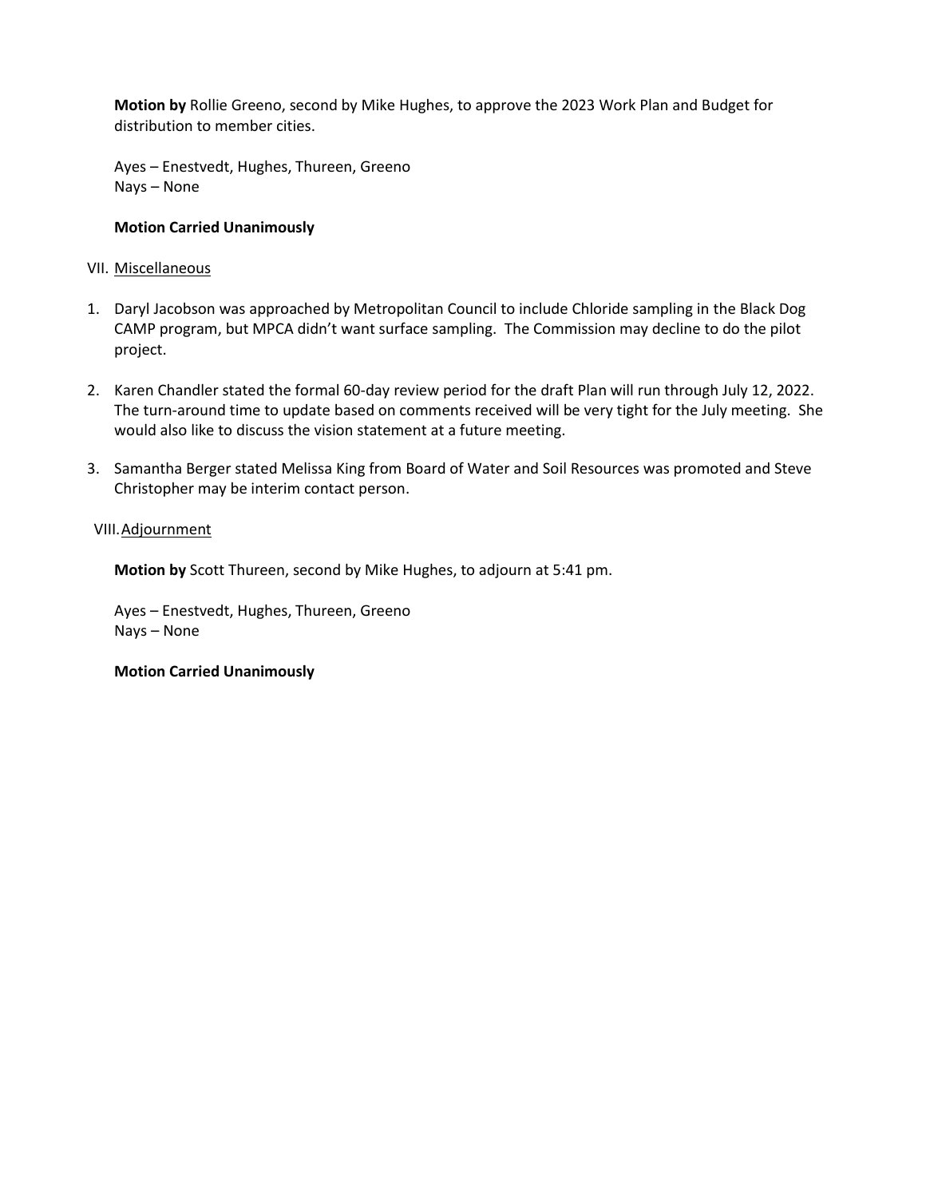**Motion by** Rollie Greeno, second by Mike Hughes, to approve the 2023 Work Plan and Budget for distribution to member cities.

Ayes – Enestvedt, Hughes, Thureen, Greeno
Nays – None

**Motion Carried Unanimously**

VII. Miscellaneous

1. Daryl Jacobson was approached by Metropolitan Council to include Chloride sampling in the Black Dog CAMP program, but MPCA didn't want surface sampling. The Commission may decline to do the pilot project.

2. Karen Chandler stated the formal 60-day review period for the draft Plan will run through July 12, 2022. The turn-around time to update based on comments received will be very tight for the July meeting. She would also like to discuss the vision statement at a future meeting.

3. Samantha Berger stated Melissa King from Board of Water and Soil Resources was promoted and Steve Christopher may be interim contact person.

VIII. Adjournment

**Motion by** Scott Thureen, second by Mike Hughes, to adjourn at 5:41 pm.

Ayes – Enestvedt, Hughes, Thureen, Greeno
Nays – None

**Motion Carried Unanimously**